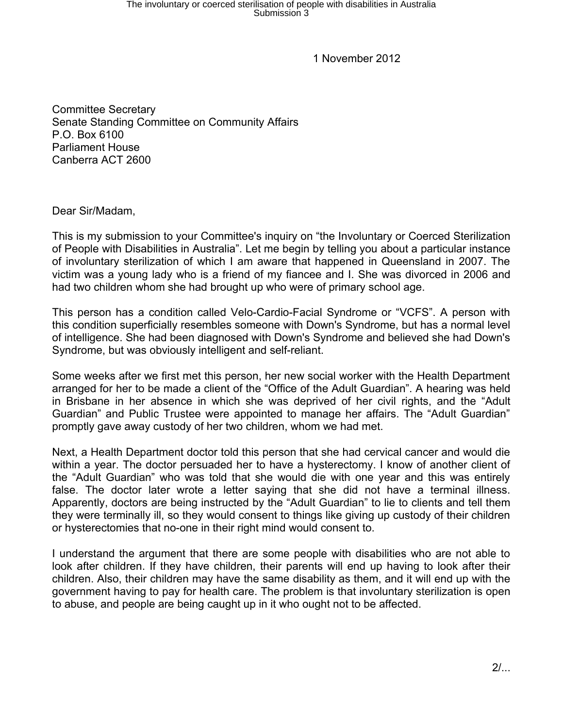1 November 2012

Committee Secretary
Senate Standing Committee on Community Affairs
P.O. Box 6100
Parliament House
Canberra ACT 2600

Dear Sir/Madam,

This is my submission to your Committee's inquiry on “the Involuntary or Coerced Sterilization of People with Disabilities in Australia”. Let me begin by telling you about a particular instance of involuntary sterilization of which I am aware that happened in Queensland in 2007. The victim was a young lady who is a friend of my fiancee and I. She was divorced in 2006 and had two children whom she had brought up who were of primary school age.

This person has a condition called Velo-Cardio-Facial Syndrome or “VCFS”. A person with this condition superficially resembles someone with Down's Syndrome, but has a normal level of intelligence. She had been diagnosed with Down's Syndrome and believed she had Down's Syndrome, but was obviously intelligent and self-reliant.

Some weeks after we first met this person, her new social worker with the Health Department arranged for her to be made a client of the “Office of the Adult Guardian”. A hearing was held in Brisbane in her absence in which she was deprived of her civil rights, and the “Adult Guardian” and Public Trustee were appointed to manage her affairs. The “Adult Guardian” promptly gave away custody of her two children, whom we had met.

Next, a Health Department doctor told this person that she had cervical cancer and would die within a year. The doctor persuaded her to have a hysterectomy. I know of another client of the “Adult Guardian” who was told that she would die with one year and this was entirely false. The doctor later wrote a letter saying that she did not have a terminal illness. Apparently, doctors are being instructed by the “Adult Guardian” to lie to clients and tell them they were terminally ill, so they would consent to things like giving up custody of their children or hysterectomies that no-one in their right mind would consent to.

I understand the argument that there are some people with disabilities who are not able to look after children. If they have children, their parents will end up having to look after their children. Also, their children may have the same disability as them, and it will end up with the government having to pay for health care. The problem is that involuntary sterilization is open to abuse, and people are being caught up in it who ought not to be affected.

2/...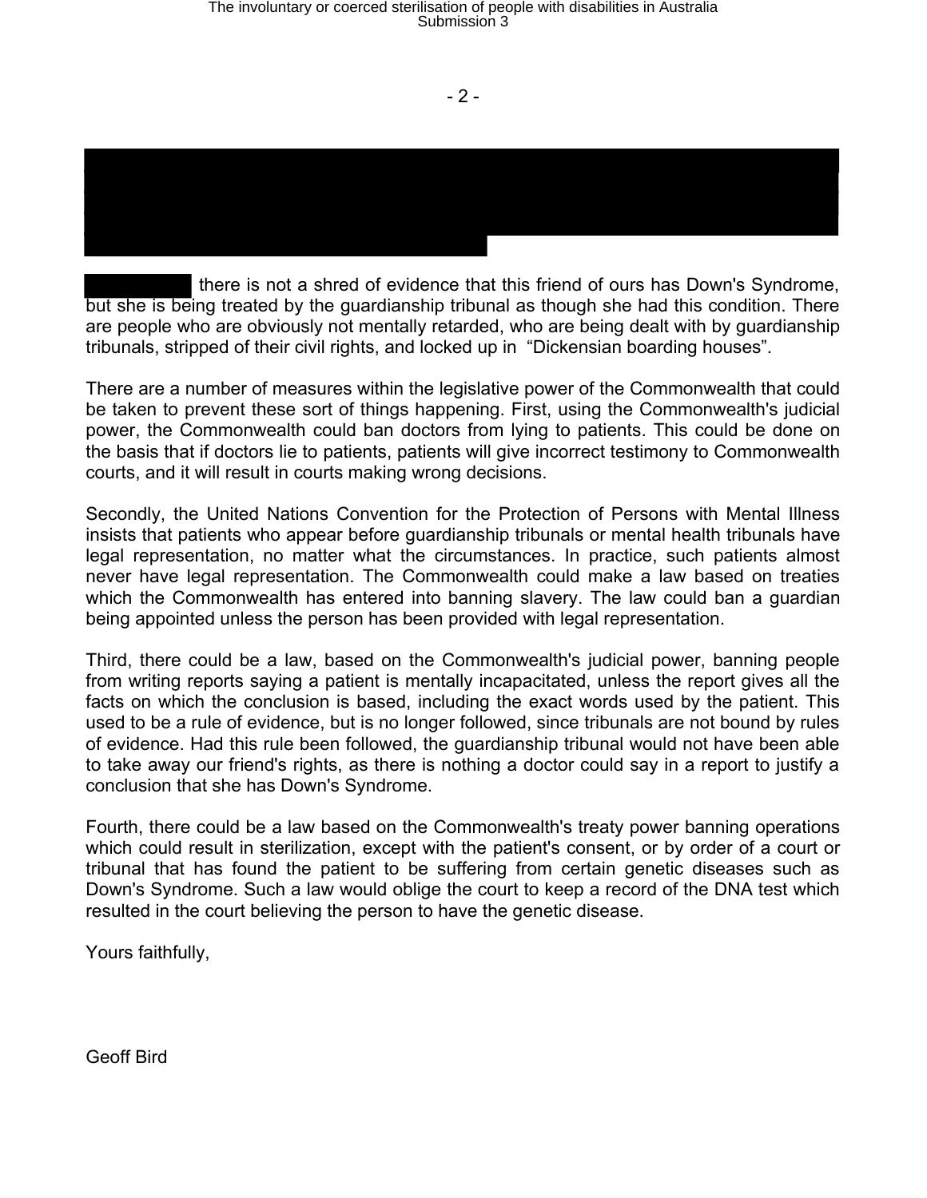there is not a shred of evidence that this friend of ours has Down's Syndrome, but she is being treated by the guardianship tribunal as though she had this condition. There are people who are obviously not mentally retarded, who are being dealt with by guardianship tribunals, stripped of their civil rights, and locked up in "Dickensian boarding houses".

There are a number of measures within the legislative power of the Commonwealth that could be taken to prevent these sort of things happening. First, using the Commonwealth's judicial power, the Commonwealth could ban doctors from lying to patients. This could be done on the basis that if doctors lie to patients, patients will give incorrect testimony to Commonwealth courts, and it will result in courts making wrong decisions.

Secondly, the United Nations Convention for the Protection of Persons with Mental Illness insists that patients who appear before guardianship tribunals or mental health tribunals have legal representation, no matter what the circumstances. In practice, such patients almost never have legal representation. The Commonwealth could make a law based on treaties which the Commonwealth has entered into banning slavery. The law could ban a guardian being appointed unless the person has been provided with legal representation.

Third, there could be a law, based on the Commonwealth's judicial power, banning people from writing reports saying a patient is mentally incapacitated, unless the report gives all the facts on which the conclusion is based, including the exact words used by the patient. This used to be a rule of evidence, but is no longer followed, since tribunals are not bound by rules of evidence. Had this rule been followed, the guardianship tribunal would not have been able to take away our friend's rights, as there is nothing a doctor could say in a report to justify a conclusion that she has Down's Syndrome.

Fourth, there could be a law based on the Commonwealth's treaty power banning operations which could result in sterilization, except with the patient's consent, or by order of a court or tribunal that has found the patient to be suffering from certain genetic diseases such as Down's Syndrome. Such a law would oblige the court to keep a record of the DNA test which resulted in the court believing the person to have the genetic disease.

Yours faithfully,

Geoff Bird